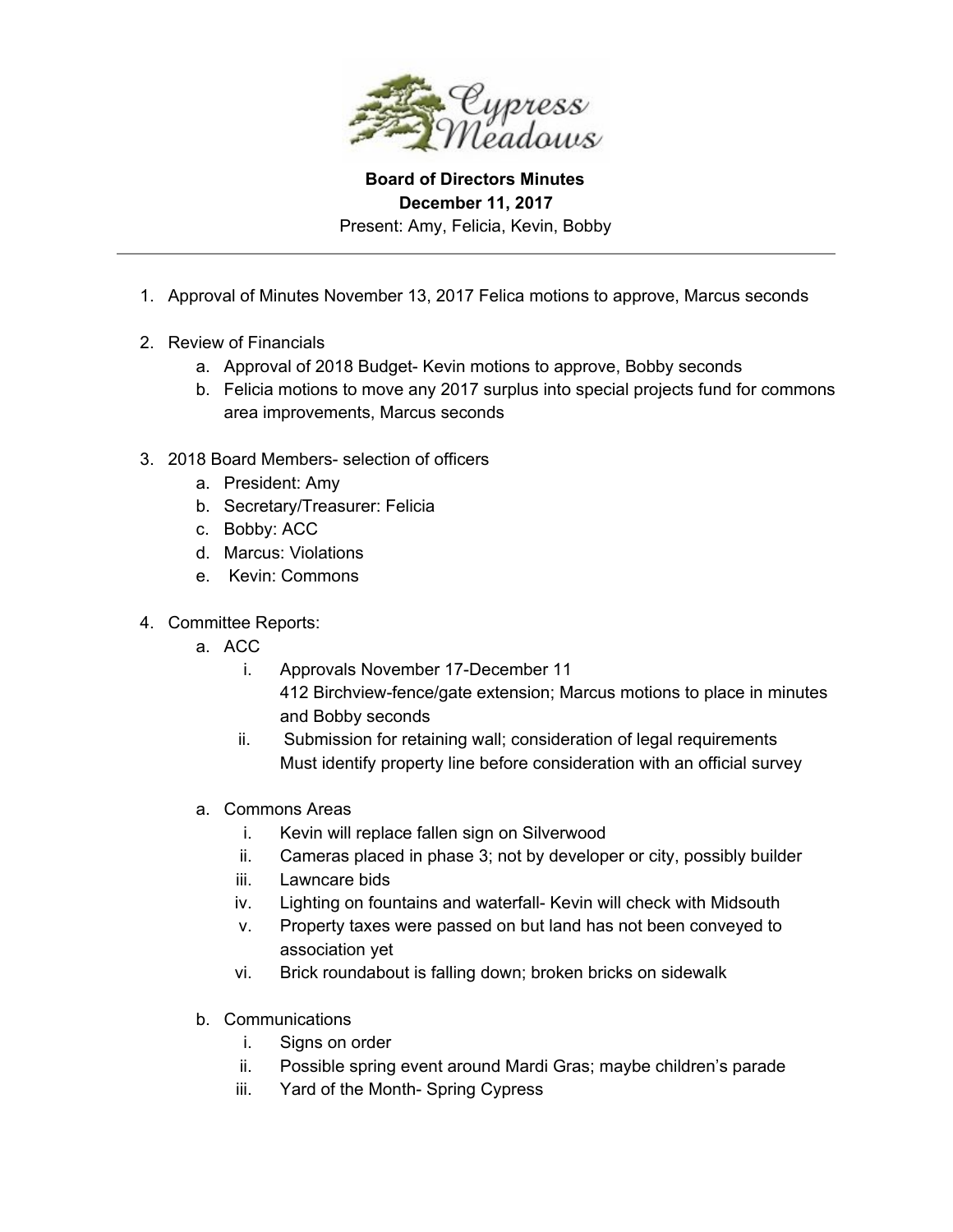# Cypress Meadows

**Board of Directors Minutes**
**December 11, 2017**
Present: Amy, Felicia, Kevin, Bobby

---

1. Approval of Minutes November 13, 2017 Felica motions to approve, Marcus seconds

2. Review of Financials
   a. Approval of 2018 Budget- Kevin motions to approve, Bobby seconds
   b. Felicia motions to move any 2017 surplus into special projects fund for commons area improvements, Marcus seconds

3. 2018 Board Members- selection of officers
   a. President: Amy
   b. Secretary/Treasurer: Felicia
   c. Bobby: ACC
   d. Marcus: Violations
   e. Kevin: Commons

4. Committee Reports:
   a. ACC
      i. Approvals November 17-December 11
         412 Birchview-fence/gate extension; Marcus motions to place in minutes and Bobby seconds
      ii. Submission for retaining wall; consideration of legal requirements
          Must identify property line before consideration with an official survey

   a. Commons Areas
      i. Kevin will replace fallen sign on Silverwood
      ii. Cameras placed in phase 3; not by developer or city, possibly builder
      iii. Lawncare bids
      iv. Lighting on fountains and waterfall- Kevin will check with Midsouth
      v. Property taxes were passed on but land has not been conveyed to association yet
      vi. Brick roundabout is falling down; broken bricks on sidewalk

   b. Communications
      i. Signs on order
      ii. Possible spring event around Mardi Gras; maybe children's parade
      iii. Yard of the Month- Spring Cypress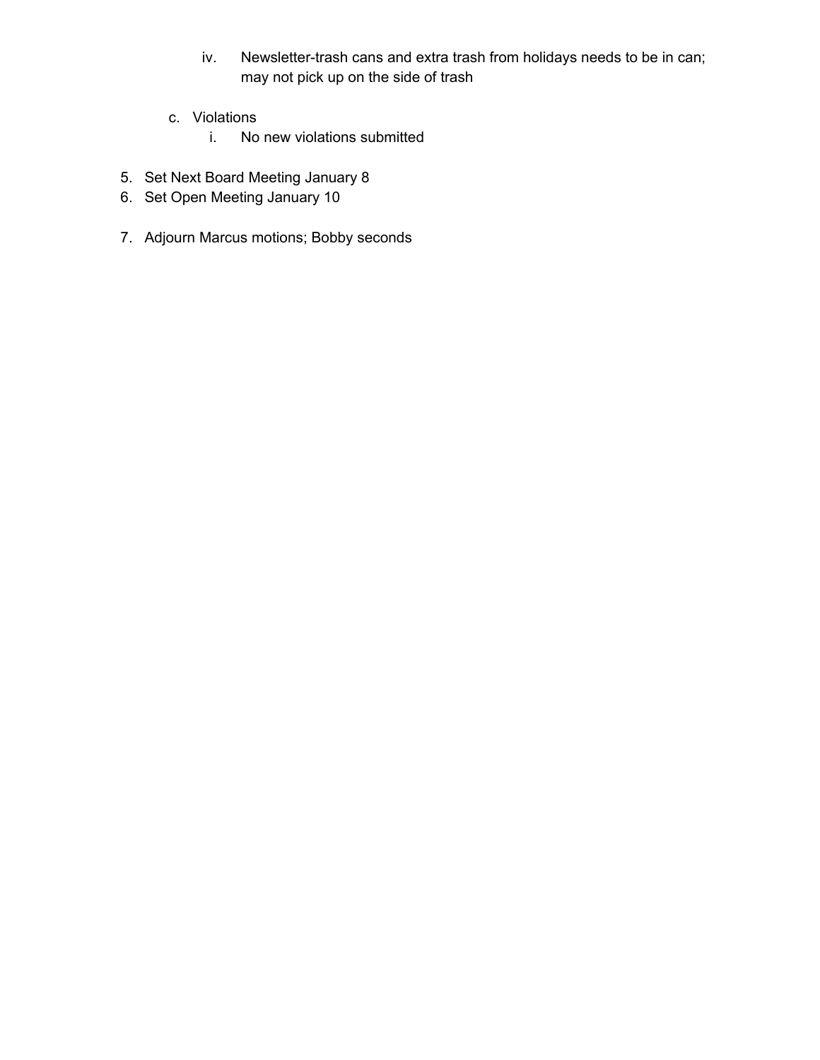iv. Newsletter-trash cans and extra trash from holidays needs to be in can; may not pick up on the side of trash

c. Violations
   i. No new violations submitted

5. Set Next Board Meeting January 8
6. Set Open Meeting January 10

7. Adjourn Marcus motions; Bobby seconds